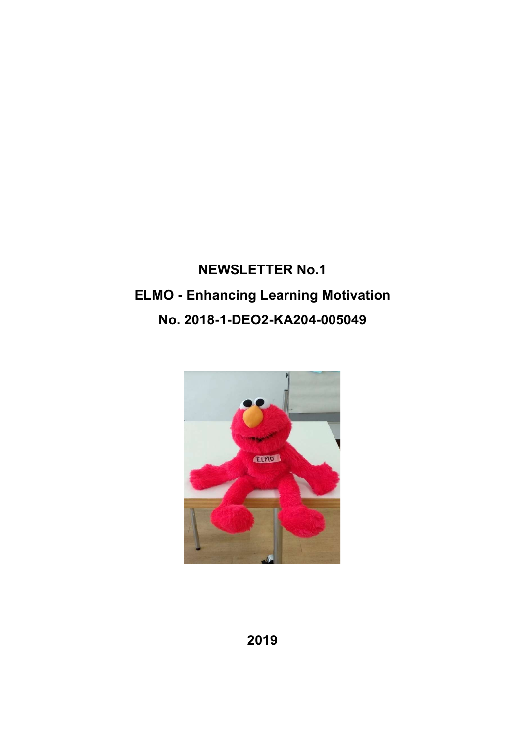# NEWSLETTER No.1

# ELMO - Enhancing Learning Motivation

# No. 2018-1-DEO2-KA204-005049

2019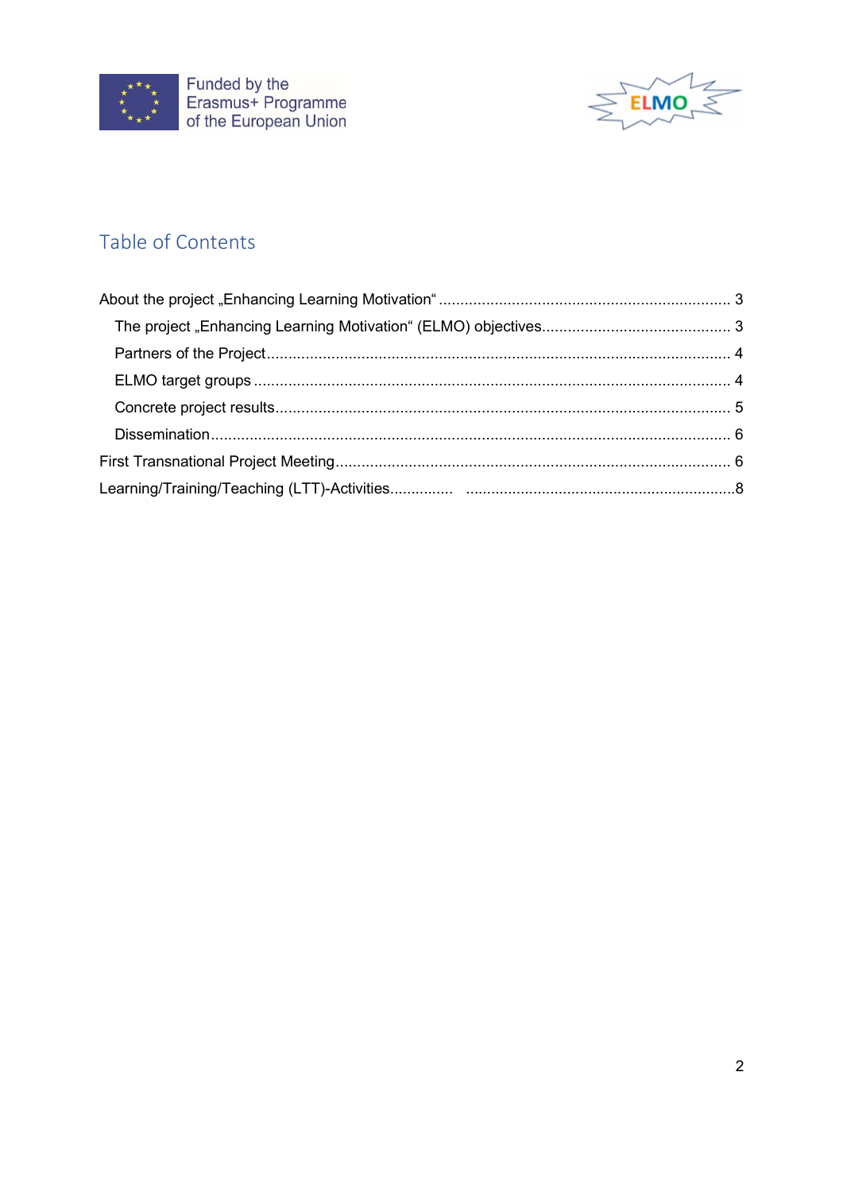## Table of Contents

About the project „Enhancing Learning Motivation“ .................................................................... 3

- The project „Enhancing Learning Motivation“ (ELMO) objectives............................................ 3
- Partners of the Project.......................................................................................................... 4
- ELMO target groups ............................................................................................................ 4
- Concrete project results........................................................................................................ 5
- Dissemination........................................................................................................................ 6

First Transnational Project Meeting........................................................................................... 6

Learning/Training/Teaching (LTT)-Activities.............. ...............................................................8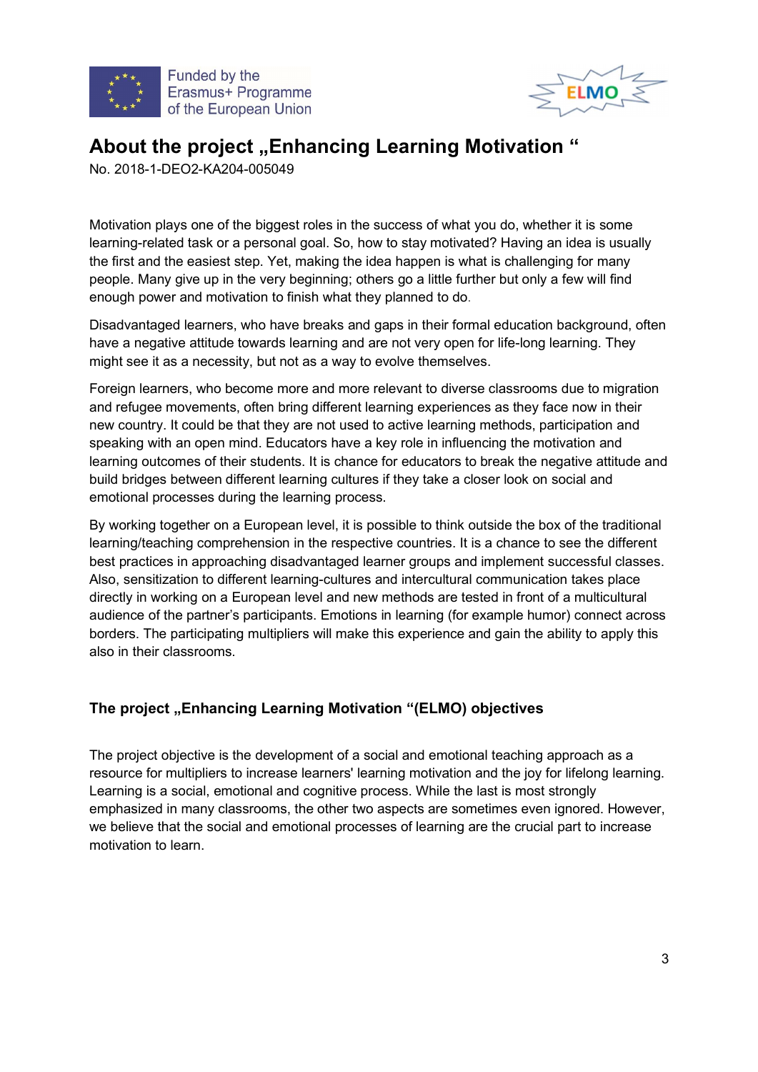## About the project „Enhancing Learning Motivation "

No. 2018-1-DEO2-KA204-005049

Motivation plays one of the biggest roles in the success of what you do, whether it is some learning-related task or a personal goal. So, how to stay motivated? Having an idea is usually the first and the easiest step. Yet, making the idea happen is what is challenging for many people. Many give up in the very beginning; others go a little further but only a few will find enough power and motivation to finish what they planned to do.

Disadvantaged learners, who have breaks and gaps in their formal education background, often have a negative attitude towards learning and are not very open for life-long learning. They might see it as a necessity, but not as a way to evolve themselves.

Foreign learners, who become more and more relevant to diverse classrooms due to migration and refugee movements, often bring different learning experiences as they face now in their new country. It could be that they are not used to active learning methods, participation and speaking with an open mind. Educators have a key role in influencing the motivation and learning outcomes of their students. It is chance for educators to break the negative attitude and build bridges between different learning cultures if they take a closer look on social and emotional processes during the learning process.

By working together on a European level, it is possible to think outside the box of the traditional learning/teaching comprehension in the respective countries. It is a chance to see the different best practices in approaching disadvantaged learner groups and implement successful classes. Also, sensitization to different learning-cultures and intercultural communication takes place directly in working on a European level and new methods are tested in front of a multicultural audience of the partner's participants. Emotions in learning (for example humor) connect across borders. The participating multipliers will make this experience and gain the ability to apply this also in their classrooms.

### The project „Enhancing Learning Motivation "(ELMO) objectives

The project objective is the development of a social and emotional teaching approach as a resource for multipliers to increase learners' learning motivation and the joy for lifelong learning. Learning is a social, emotional and cognitive process. While the last is most strongly emphasized in many classrooms, the other two aspects are sometimes even ignored. However, we believe that the social and emotional processes of learning are the crucial part to increase motivation to learn.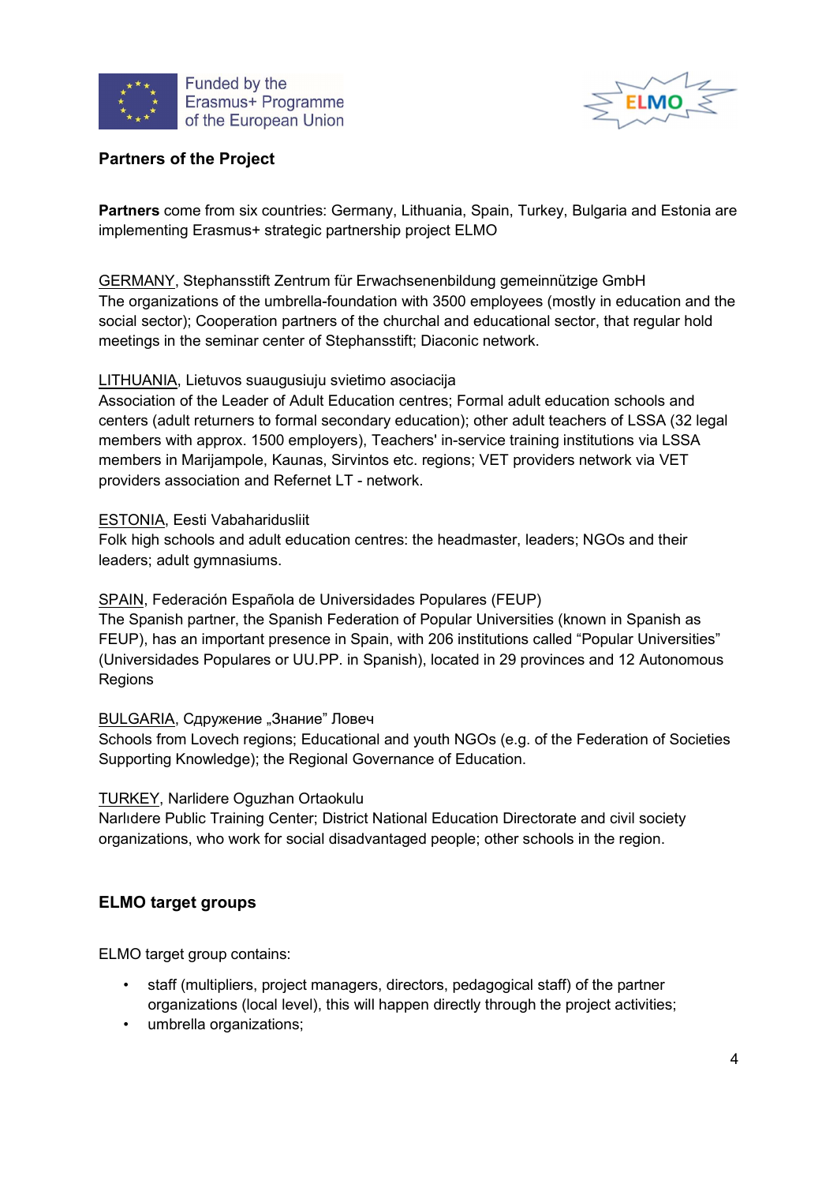## Partners of the Project

**Partners** come from six countries: Germany, Lithuania, Spain, Turkey, Bulgaria and Estonia are implementing Erasmus+ strategic partnership project ELMO

GERMANY, Stephansstift Zentrum für Erwachsenenbildung gemeinnützige GmbH
The organizations of the umbrella-foundation with 3500 employees (mostly in education and the social sector); Cooperation partners of the churchal and educational sector, that regular hold meetings in the seminar center of Stephansstift; Diaconic network.

LITHUANIA, Lietuvos suaugusiuju svietimo asociacija
Association of the Leader of Adult Education centres; Formal adult education schools and centers (adult returners to formal secondary education); other adult teachers of LSSA (32 legal members with approx. 1500 employers), Teachers' in-service training institutions via LSSA members in Marijampole, Kaunas, Sirvintos etc. regions; VET providers network via VET providers association and Refernet LT - network.

ESTONIA, Eesti Vabaharidusliit
Folk high schools and adult education centres: the headmaster, leaders; NGOs and their leaders; adult gymnasiums.

SPAIN, Federación Española de Universidades Populares (FEUP)
The Spanish partner, the Spanish Federation of Popular Universities (known in Spanish as FEUP), has an important presence in Spain, with 206 institutions called "Popular Universities" (Universidades Populares or UU.PP. in Spanish), located in 29 provinces and 12 Autonomous Regions

BULGARIA, Сдружение „Знание" Ловеч
Schools from Lovech regions; Educational and youth NGOs (e.g. of the Federation of Societies Supporting Knowledge); the Regional Governance of Education.

TURKEY, Narlidere Oguzhan Ortaokulu
Narlıdere Public Training Center; District National Education Directorate and civil society organizations, who work for social disadvantaged people; other schools in the region.

## ELMO target groups

ELMO target group contains:

- staff (multipliers, project managers, directors, pedagogical staff) of the partner organizations (local level), this will happen directly through the project activities;
- umbrella organizations;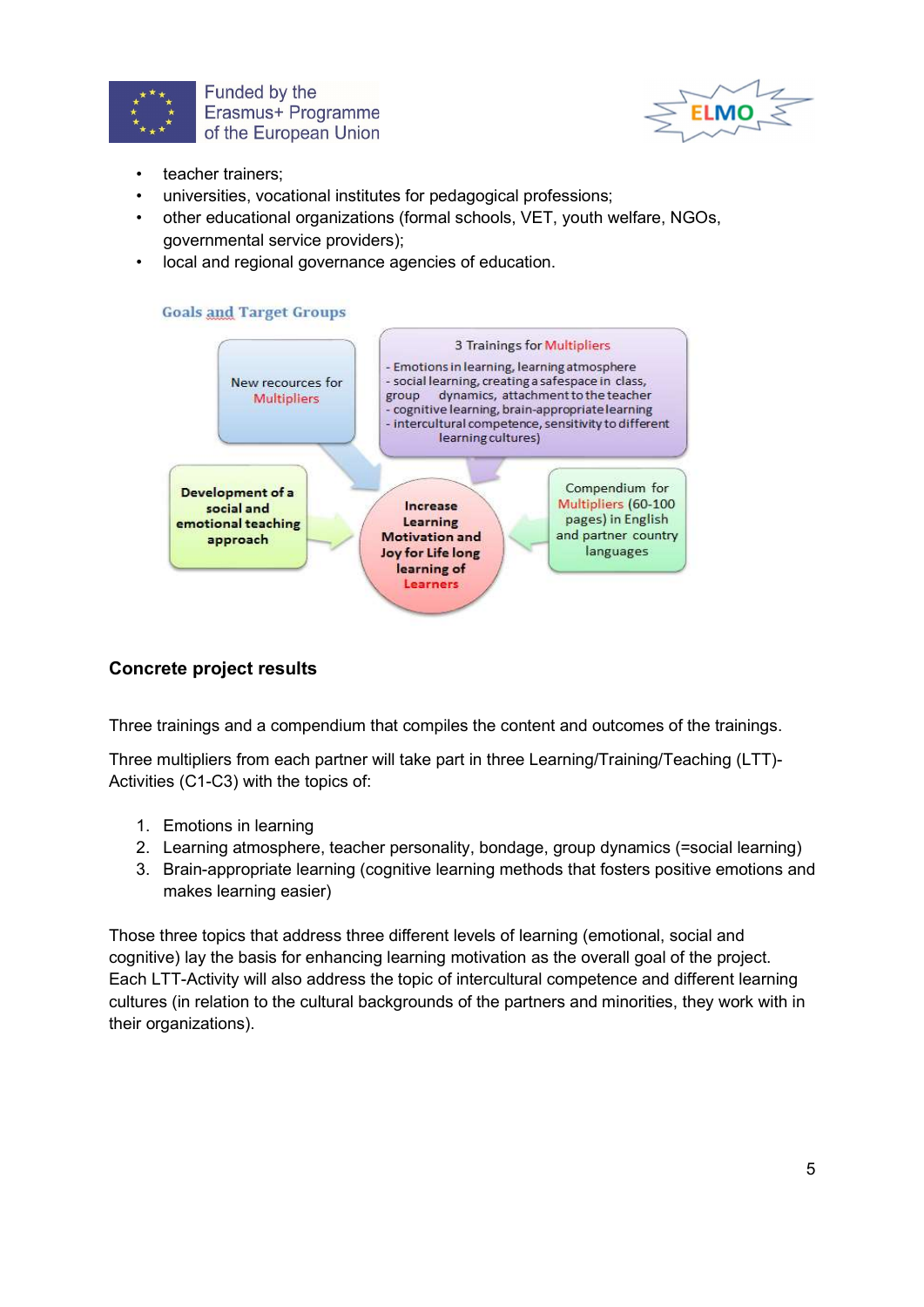- teacher trainers;
- universities, vocational institutes for pedagogical professions;
- other educational organizations (formal schools, VET, youth welfare, NGOs, governmental service providers);
- local and regional governance agencies of education.

Goals and Target Groups

New recources for Multipliers

3 Trainings for Multipliers
- Emotions in learning, learning atmosphere
- social learning, creating a safespace in class, group dynamics, attachment to the teacher
- cognitive learning, brain-appropriate learning
- intercultural competence, sensitivity to different learning cultures)

Development of a social and emotional teaching approach

Increase Learning Motivation and Joy for Life long learning of Learners

Compendium for Multipliers (60-100 pages) in English and partner country languages

## Concrete project results

Three trainings and a compendium that compiles the content and outcomes of the trainings.

Three multipliers from each partner will take part in three Learning/Training/Teaching (LTT)-Activities (C1-C3) with the topics of:

1. Emotions in learning
2. Learning atmosphere, teacher personality, bondage, group dynamics (=social learning)
3. Brain-appropriate learning (cognitive learning methods that fosters positive emotions and makes learning easier)

Those three topics that address three different levels of learning (emotional, social and cognitive) lay the basis for enhancing learning motivation as the overall goal of the project. Each LTT-Activity will also address the topic of intercultural competence and different learning cultures (in relation to the cultural backgrounds of the partners and minorities, they work with in their organizations).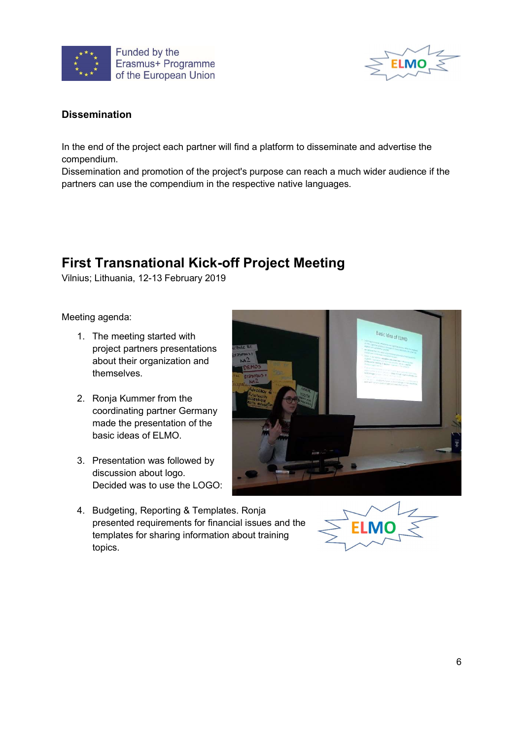**Dissemination**

In the end of the project each partner will find a platform to disseminate and advertise the compendium.
Dissemination and promotion of the project's purpose can reach a much wider audience if the partners can use the compendium in the respective native languages.

## First Transnational Kick-off Project Meeting

Vilnius; Lithuania, 12-13 February 2019

Meeting agenda:

1. The meeting started with project partners presentations about their organization and themselves.

2. Ronja Kummer from the coordinating partner Germany made the presentation of the basic ideas of ELMO.

3. Presentation was followed by discussion about logo. Decided was to use the LOGO:

4. Budgeting, Reporting & Templates. Ronja presented requirements for financial issues and the templates for sharing information about training topics.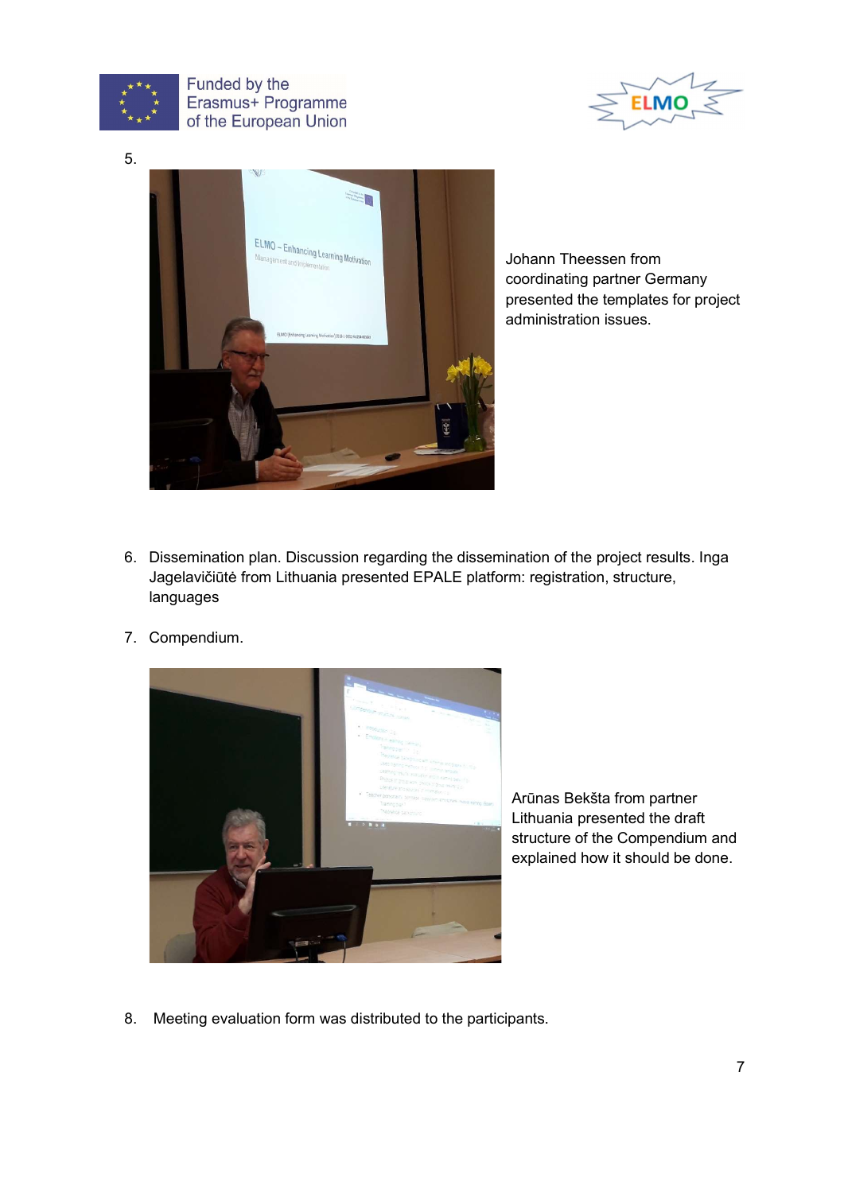5. Johann Theessen from coordinating partner Germany presented the templates for project administration issues.

6. Dissemination plan. Discussion regarding the dissemination of the project results. Inga Jagelavičiūtė from Lithuania presented EPALE platform: registration, structure, languages

7. Compendium.

   Arūnas Bekšta from partner Lithuania presented the draft structure of the Compendium and explained how it should be done.

8. Meeting evaluation form was distributed to the participants.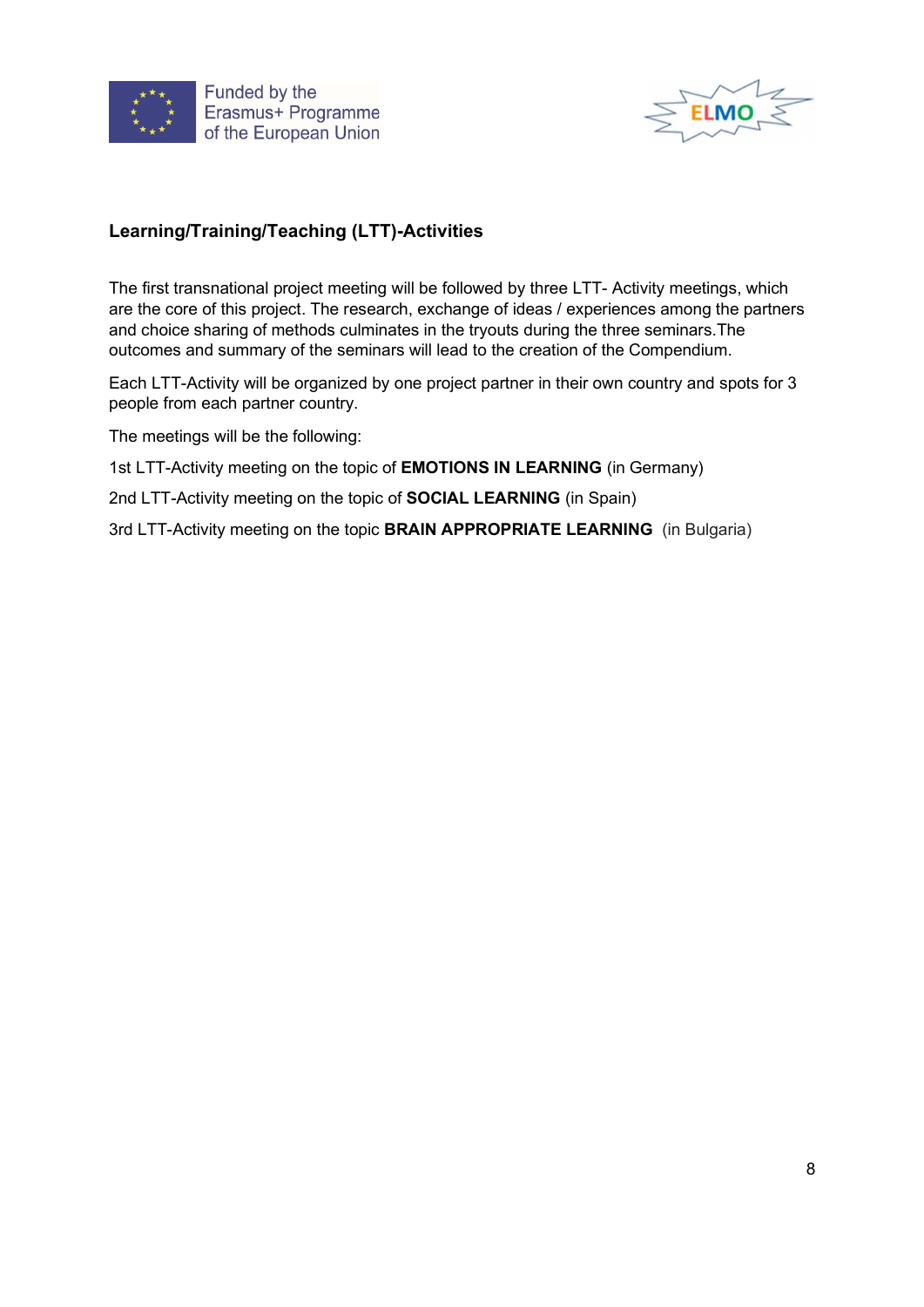## Learning/Training/Teaching (LTT)-Activities

The first transnational project meeting will be followed by three LTT- Activity meetings, which are the core of this project. The research, exchange of ideas / experiences among the partners and choice sharing of methods culminates in the tryouts during the three seminars.The outcomes and summary of the seminars will lead to the creation of the Compendium.

Each LTT-Activity will be organized by one project partner in their own country and spots for 3 people from each partner country.

The meetings will be the following:

1st LTT-Activity meeting on the topic of **EMOTIONS IN LEARNING** (in Germany)

2nd LTT-Activity meeting on the topic of **SOCIAL LEARNING** (in Spain)

3rd LTT-Activity meeting on the topic **BRAIN APPROPRIATE LEARNING** (in Bulgaria)